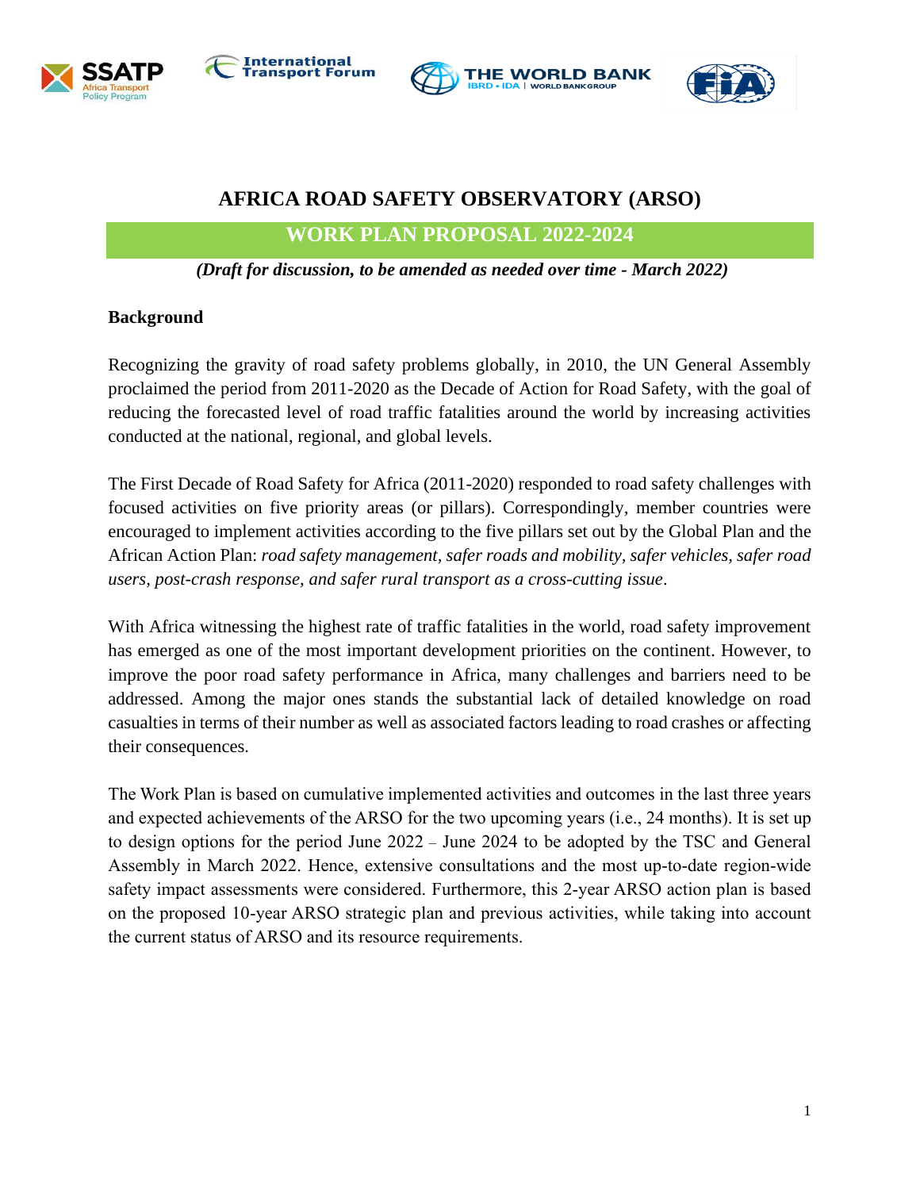# AFRICA ROAD SAFETY OBSERVATORY (ARSO)

## WORK PLAN PROPOSAL 2022-2024

***(Draft for discussion, to be amended as needed over time - March 2022)***

**Background**

Recognizing the gravity of road safety problems globally, in 2010, the UN General Assembly proclaimed the period from 2011-2020 as the Decade of Action for Road Safety, with the goal of reducing the forecasted level of road traffic fatalities around the world by increasing activities conducted at the national, regional, and global levels.

The First Decade of Road Safety for Africa (2011-2020) responded to road safety challenges with focused activities on five priority areas (or pillars). Correspondingly, member countries were encouraged to implement activities according to the five pillars set out by the Global Plan and the African Action Plan: *road safety management, safer roads and mobility, safer vehicles, safer road users, post-crash response, and safer rural transport as a cross-cutting issue*.

With Africa witnessing the highest rate of traffic fatalities in the world, road safety improvement has emerged as one of the most important development priorities on the continent. However, to improve the poor road safety performance in Africa, many challenges and barriers need to be addressed. Among the major ones stands the substantial lack of detailed knowledge on road casualties in terms of their number as well as associated factors leading to road crashes or affecting their consequences.

The Work Plan is based on cumulative implemented activities and outcomes in the last three years and expected achievements of the ARSO for the two upcoming years (i.e., 24 months). It is set up to design options for the period June 2022 – June 2024 to be adopted by the TSC and General Assembly in March 2022. Hence, extensive consultations and the most up-to-date region-wide safety impact assessments were considered. Furthermore, this 2-year ARSO action plan is based on the proposed 10-year ARSO strategic plan and previous activities, while taking into account the current status of ARSO and its resource requirements.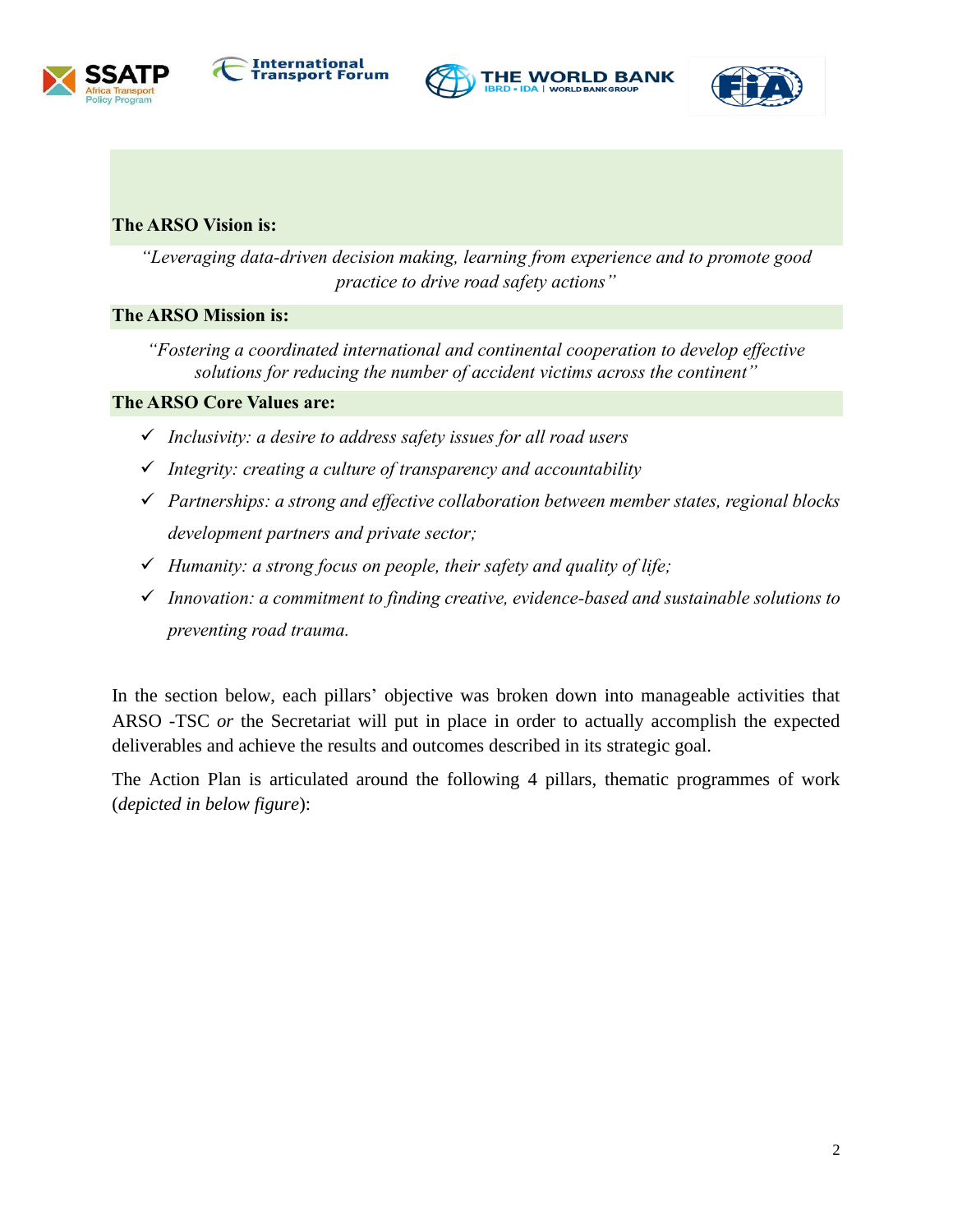**The ARSO Vision is:**

*"Leveraging data-driven decision making, learning from experience and to promote good practice to drive road safety actions"*

**The ARSO Mission is:**

*"Fostering a coordinated international and continental cooperation to develop effective solutions for reducing the number of accident victims across the continent"*

**The ARSO Core Values are:**

- ✓ *Inclusivity: a desire to address safety issues for all road users*
- ✓ *Integrity: creating a culture of transparency and accountability*
- ✓ *Partnerships: a strong and effective collaboration between member states, regional blocks development partners and private sector;*
- ✓ *Humanity: a strong focus on people, their safety and quality of life;*
- ✓ *Innovation: a commitment to finding creative, evidence-based and sustainable solutions to preventing road trauma.*

In the section below, each pillars' objective was broken down into manageable activities that ARSO -TSC *or* the Secretariat will put in place in order to actually accomplish the expected deliverables and achieve the results and outcomes described in its strategic goal.

The Action Plan is articulated around the following 4 pillars, thematic programmes of work (*depicted in below figure*):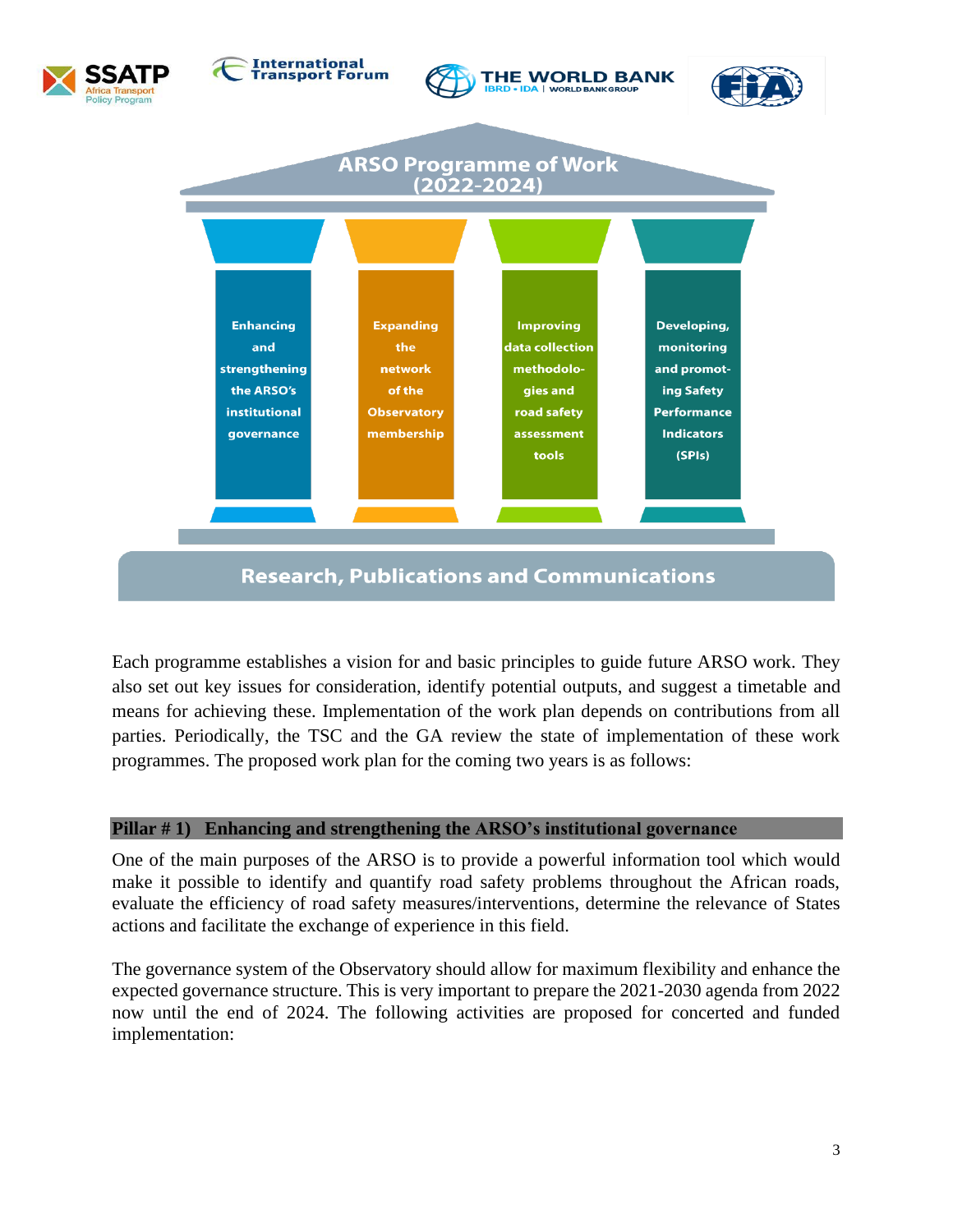**ARSO Programme of Work (2022-2024)**

| Enhancing and strengthening the ARSO's institutional governance | Expanding the network of the Observatory membership | Improving data collection methodologies and road safety assessment tools | Developing, monitoring and promoting Safety Performance Indicators (SPIs) |
|---|---|---|---|

**Research, Publications and Communications**

Each programme establishes a vision for and basic principles to guide future ARSO work. They also set out key issues for consideration, identify potential outputs, and suggest a timetable and means for achieving these. Implementation of the work plan depends on contributions from all parties. Periodically, the TSC and the GA review the state of implementation of these work programmes. The proposed work plan for the coming two years is as follows:

## Pillar # 1) Enhancing and strengthening the ARSO's institutional governance

One of the main purposes of the ARSO is to provide a powerful information tool which would make it possible to identify and quantify road safety problems throughout the African roads, evaluate the efficiency of road safety measures/interventions, determine the relevance of States actions and facilitate the exchange of experience in this field.

The governance system of the Observatory should allow for maximum flexibility and enhance the expected governance structure. This is very important to prepare the 2021-2030 agenda from 2022 now until the end of 2024. The following activities are proposed for concerted and funded implementation: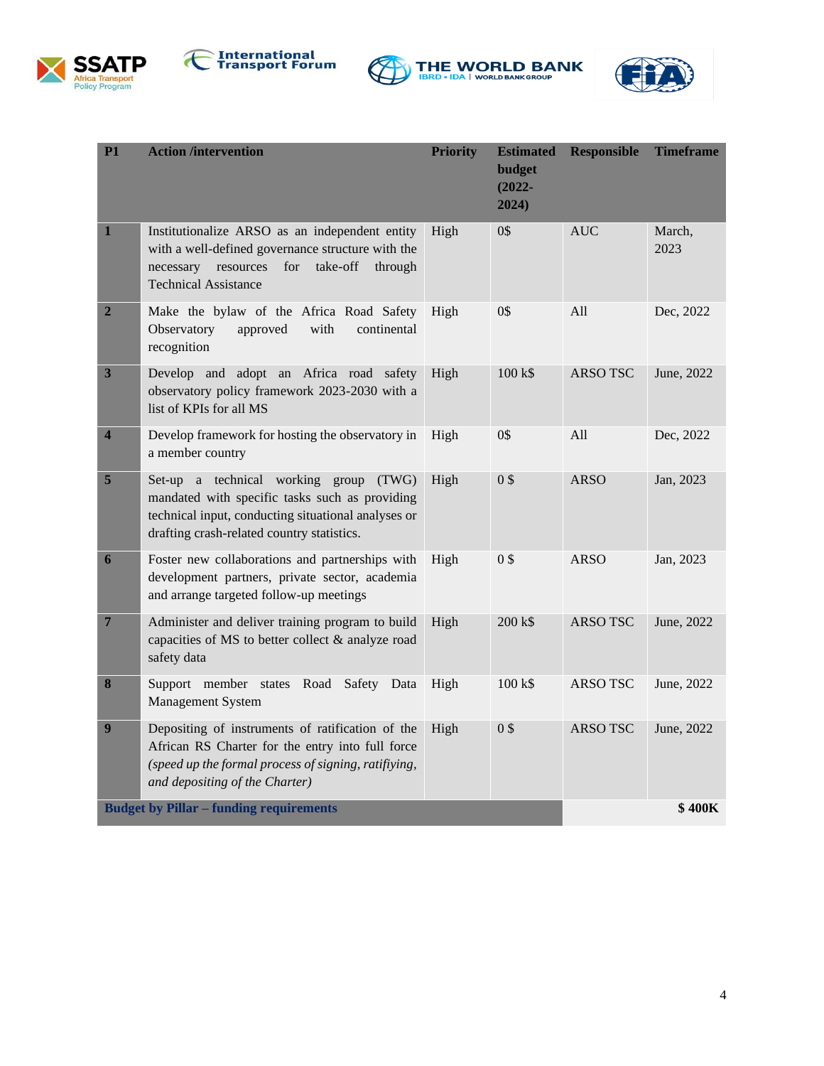| P1 | Action /intervention | Priority | Estimated budget (2022-2024) | Responsible | Timeframe |
|---|---|---|---|---|---|
| 1 | Institutionalize ARSO as an independent entity with a well-defined governance structure with the necessary resources for take-off through Technical Assistance | High | 0$ | AUC | March, 2023 |
| 2 | Make the bylaw of the Africa Road Safety Observatory approved with continental recognition | High | 0$ | All | Dec, 2022 |
| 3 | Develop and adopt an Africa road safety observatory policy framework 2023-2030 with a list of KPIs for all MS | High | 100 k$ | ARSO TSC | June, 2022 |
| 4 | Develop framework for hosting the observatory in a member country | High | 0$ | All | Dec, 2022 |
| 5 | Set-up a technical working group (TWG) mandated with specific tasks such as providing technical input, conducting situational analyses or drafting crash-related country statistics. | High | 0 $ | ARSO | Jan, 2023 |
| 6 | Foster new collaborations and partnerships with development partners, private sector, academia and arrange targeted follow-up meetings | High | 0 $ | ARSO | Jan, 2023 |
| 7 | Administer and deliver training program to build capacities of MS to better collect & analyze road safety data | High | 200 k$ | ARSO TSC | June, 2022 |
| 8 | Support member states Road Safety Data Management System | High | 100 k$ | ARSO TSC | June, 2022 |
| 9 | Depositing of instruments of ratification of the African RS Charter for the entry into full force *(speed up the formal process of signing, ratifiying, and depositing of the Charter)* | High | 0 $ | ARSO TSC | June, 2022 |
| **Budget by Pillar – funding requirements** | | | | | **$ 400K** |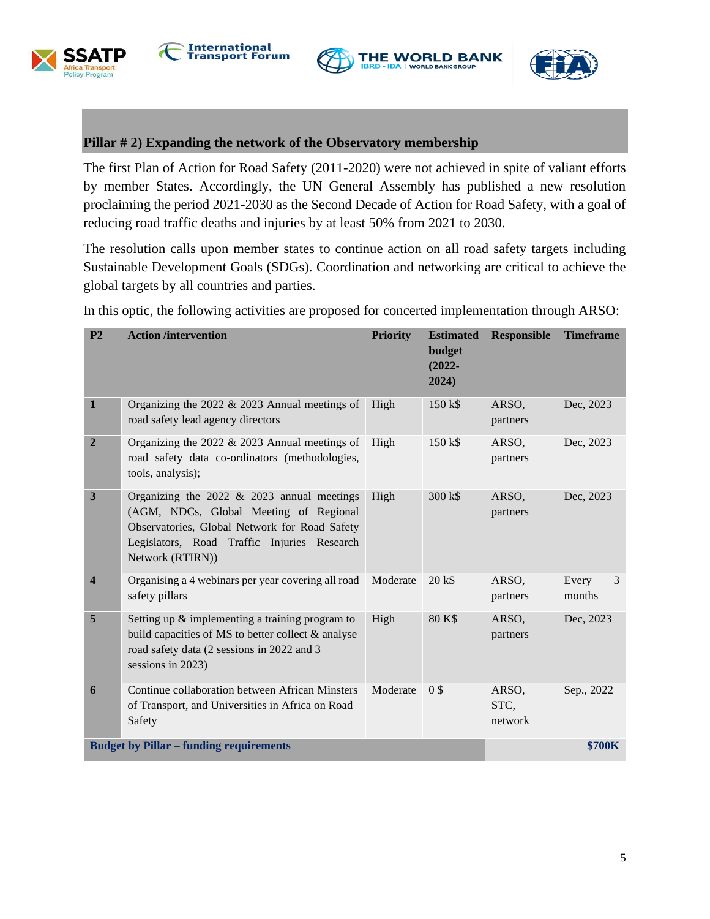## Pillar # 2) Expanding the network of the Observatory membership

The first Plan of Action for Road Safety (2011-2020) were not achieved in spite of valiant efforts by member States. Accordingly, the UN General Assembly has published a new resolution proclaiming the period 2021-2030 as the Second Decade of Action for Road Safety, with a goal of reducing road traffic deaths and injuries by at least 50% from 2021 to 2030.

The resolution calls upon member states to continue action on all road safety targets including Sustainable Development Goals (SDGs). Coordination and networking are critical to achieve the global targets by all countries and parties.

In this optic, the following activities are proposed for concerted implementation through ARSO:

| P2 | Action /intervention | Priority | Estimated budget (2022-2024) | Responsible | Timeframe |
|---|---|---|---|---|---|
| 1 | Organizing the 2022 & 2023 Annual meetings of road safety lead agency directors | High | 150 k$ | ARSO, partners | Dec, 2023 |
| 2 | Organizing the 2022 & 2023 Annual meetings of road safety data co-ordinators (methodologies, tools, analysis); | High | 150 k$ | ARSO, partners | Dec, 2023 |
| 3 | Organizing the 2022 & 2023 annual meetings (AGM, NDCs, Global Meeting of Regional Observatories, Global Network for Road Safety Legislators, Road Traffic Injuries Research Network (RTIRN)) | High | 300 k$ | ARSO, partners | Dec, 2023 |
| 4 | Organising a 4 webinars per year covering all road safety pillars | Moderate | 20 k$ | ARSO, partners | Every 3 months |
| 5 | Setting up & implementing a training program to build capacities of MS to better collect & analyse road safety data (2 sessions in 2022 and 3 sessions in 2023) | High | 80 K$ | ARSO, partners | Dec, 2023 |
| 6 | Continue collaboration between African Minsters of Transport, and Universities in Africa on Road Safety | Moderate | 0 $ | ARSO, STC, network | Sep., 2022 |
| **Budget by Pillar – funding requirements** | | | | | **$700K** |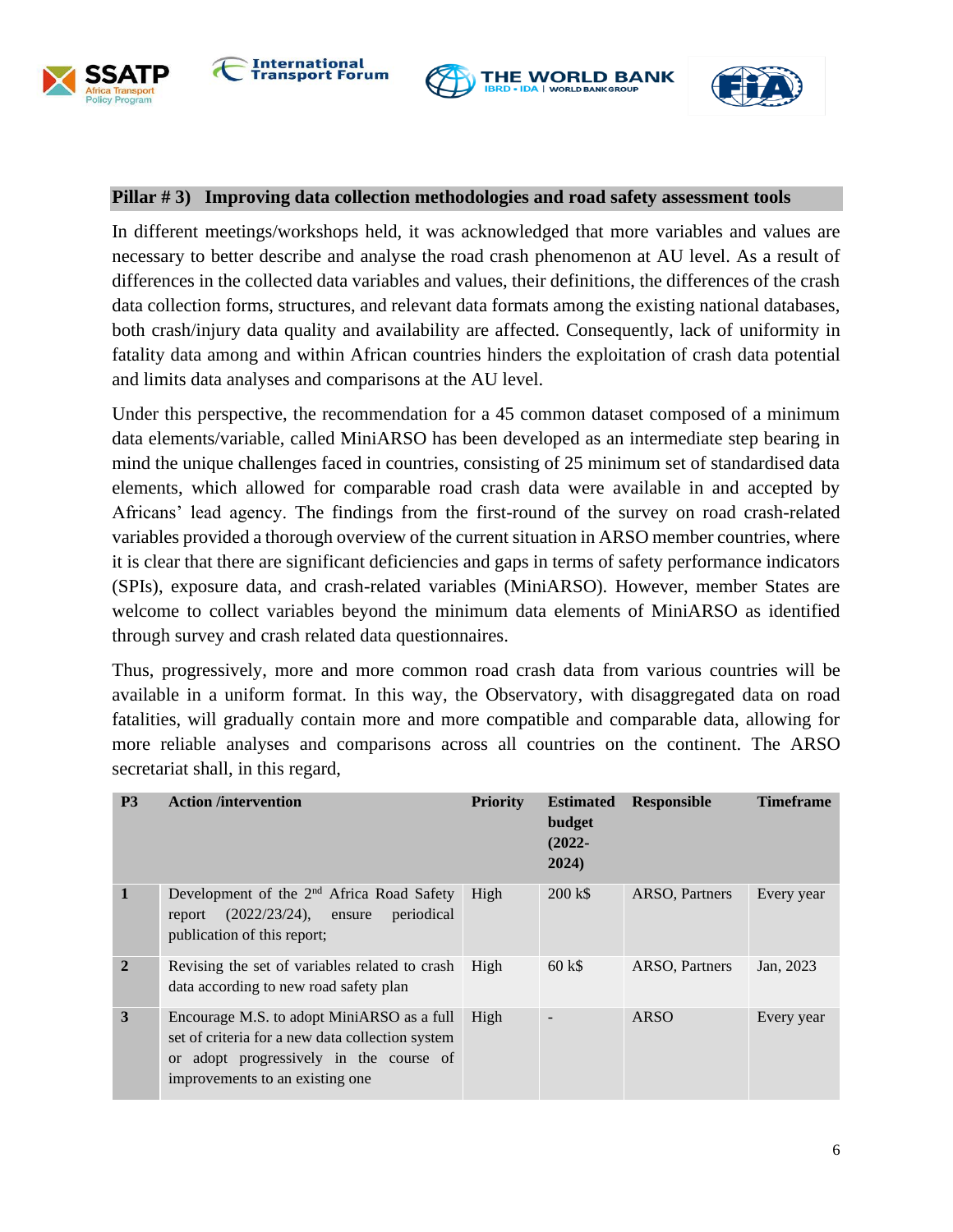## Pillar # 3) Improving data collection methodologies and road safety assessment tools

In different meetings/workshops held, it was acknowledged that more variables and values are necessary to better describe and analyse the road crash phenomenon at AU level. As a result of differences in the collected data variables and values, their definitions, the differences of the crash data collection forms, structures, and relevant data formats among the existing national databases, both crash/injury data quality and availability are affected. Consequently, lack of uniformity in fatality data among and within African countries hinders the exploitation of crash data potential and limits data analyses and comparisons at the AU level.

Under this perspective, the recommendation for a 45 common dataset composed of a minimum data elements/variable, called MiniARSO has been developed as an intermediate step bearing in mind the unique challenges faced in countries, consisting of 25 minimum set of standardised data elements, which allowed for comparable road crash data were available in and accepted by Africans' lead agency. The findings from the first-round of the survey on road crash-related variables provided a thorough overview of the current situation in ARSO member countries, where it is clear that there are significant deficiencies and gaps in terms of safety performance indicators (SPIs), exposure data, and crash-related variables (MiniARSO). However, member States are welcome to collect variables beyond the minimum data elements of MiniARSO as identified through survey and crash related data questionnaires.

Thus, progressively, more and more common road crash data from various countries will be available in a uniform format. In this way, the Observatory, with disaggregated data on road fatalities, will gradually contain more and more compatible and comparable data, allowing for more reliable analyses and comparisons across all countries on the continent. The ARSO secretariat shall, in this regard,

| P3 | Action /intervention | Priority | Estimated budget (2022-2024) | Responsible | Timeframe |
|---|---|---|---|---|---|
| 1 | Development of the 2nd Africa Road Safety report (2022/23/24), ensure periodical publication of this report; | High | 200 k$ | ARSO, Partners | Every year |
| 2 | Revising the set of variables related to crash data according to new road safety plan | High | 60 k$ | ARSO, Partners | Jan, 2023 |
| 3 | Encourage M.S. to adopt MiniARSO as a full set of criteria for a new data collection system or adopt progressively in the course of improvements to an existing one | High | - | ARSO | Every year |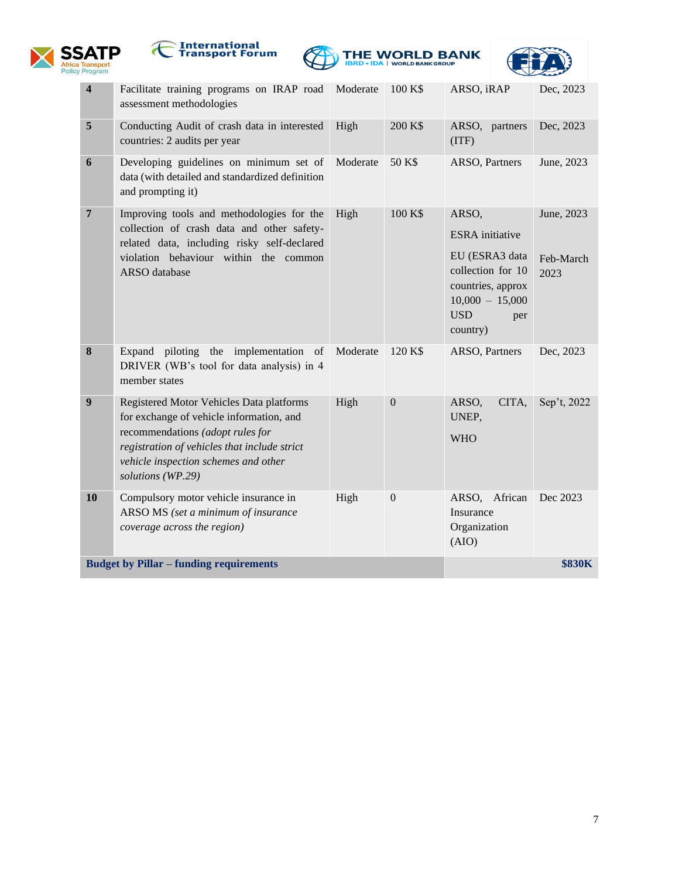| | | | | | |
|---|---|---|---|---|---|
| **4** | Facilitate training programs on IRAP road assessment methodologies | Moderate | 100 K$ | ARSO, iRAP | Dec, 2023 |
| **5** | Conducting Audit of crash data in interested countries: 2 audits per year | High | 200 K$ | ARSO, partners (ITF) | Dec, 2023 |
| **6** | Developing guidelines on minimum set of data (with detailed and standardized definition and prompting it) | Moderate | 50 K$ | ARSO, Partners | June, 2023 |
| **7** | Improving tools and methodologies for the collection of crash data and other safety-related data, including risky self-declared violation behaviour within the common ARSO database | High | 100 K$ | ARSO,<br>ESRA initiative<br>EU (ESRA3 data collection for 10 countries, approx 10,000 – 15,000 USD per country) | June, 2023<br><br>Feb-March 2023 |
| **8** | Expand piloting the implementation of DRIVER (WB's tool for data analysis) in 4 member states | Moderate | 120 K$ | ARSO, Partners | Dec, 2023 |
| **9** | Registered Motor Vehicles Data platforms for exchange of vehicle information, and recommendations *(adopt rules for registration of vehicles that include strict vehicle inspection schemes and other solutions (WP.29)* | High | 0 | ARSO, CITA, UNEP,<br>WHO | Sep't, 2022 |
| **10** | Compulsory motor vehicle insurance in ARSO MS *(set a minimum of insurance coverage across the region)* | High | 0 | ARSO, African Insurance Organization (AIO) | Dec 2023 |
| **Budget by Pillar – funding requirements** | | | | | **$830K** |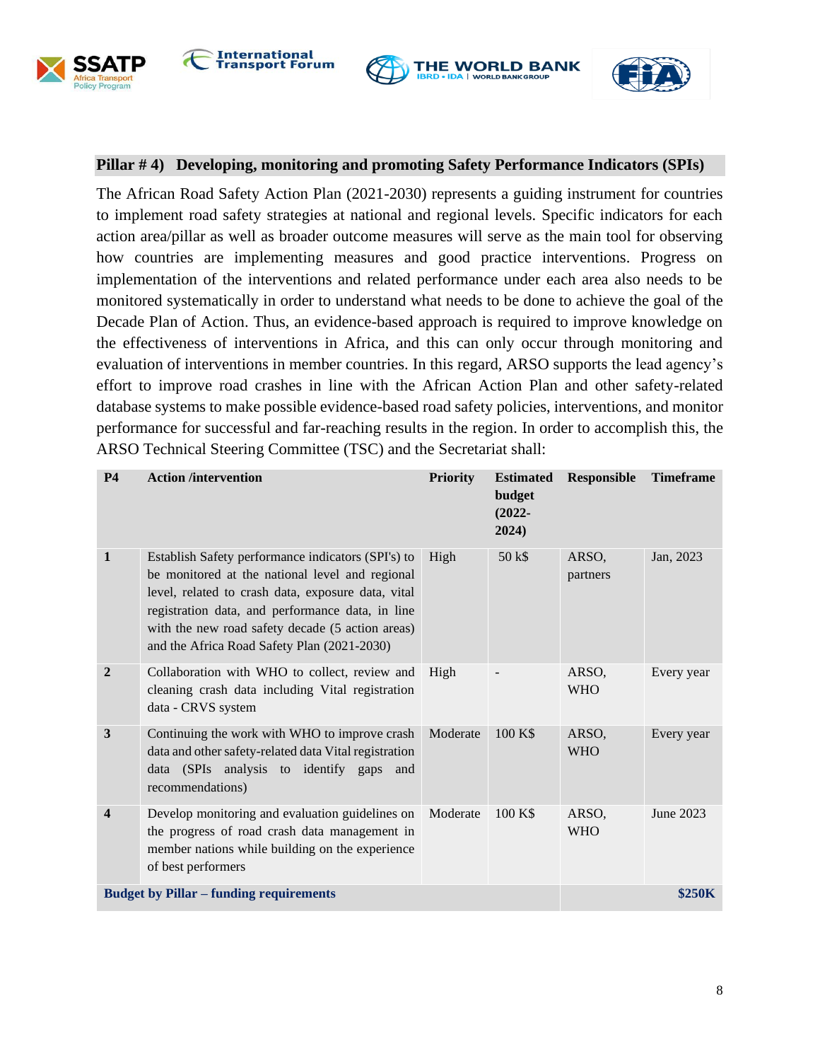## Pillar # 4) Developing, monitoring and promoting Safety Performance Indicators (SPIs)

The African Road Safety Action Plan (2021-2030) represents a guiding instrument for countries to implement road safety strategies at national and regional levels. Specific indicators for each action area/pillar as well as broader outcome measures will serve as the main tool for observing how countries are implementing measures and good practice interventions. Progress on implementation of the interventions and related performance under each area also needs to be monitored systematically in order to understand what needs to be done to achieve the goal of the Decade Plan of Action. Thus, an evidence-based approach is required to improve knowledge on the effectiveness of interventions in Africa, and this can only occur through monitoring and evaluation of interventions in member countries. In this regard, ARSO supports the lead agency's effort to improve road crashes in line with the African Action Plan and other safety-related database systems to make possible evidence-based road safety policies, interventions, and monitor performance for successful and far-reaching results in the region. In order to accomplish this, the ARSO Technical Steering Committee (TSC) and the Secretariat shall:

| P4 | Action /intervention | Priority | Estimated budget (2022-2024) | Responsible | Timeframe |
|---|---|---|---|---|---|
| 1 | Establish Safety performance indicators (SPI's) to be monitored at the national level and regional level, related to crash data, exposure data, vital registration data, and performance data, in line with the new road safety decade (5 action areas) and the Africa Road Safety Plan (2021-2030) | High | 50 k$ | ARSO, partners | Jan, 2023 |
| 2 | Collaboration with WHO to collect, review and cleaning crash data including Vital registration data - CRVS system | High | - | ARSO, WHO | Every year |
| 3 | Continuing the work with WHO to improve crash data and other safety-related data Vital registration data (SPIs analysis to identify gaps and recommendations) | Moderate | 100 K$ | ARSO, WHO | Every year |
| 4 | Develop monitoring and evaluation guidelines on the progress of road crash data management in member nations while building on the experience of best performers | Moderate | 100 K$ | ARSO, WHO | June 2023 |
| **Budget by Pillar – funding requirements** | | | | | **$250K** |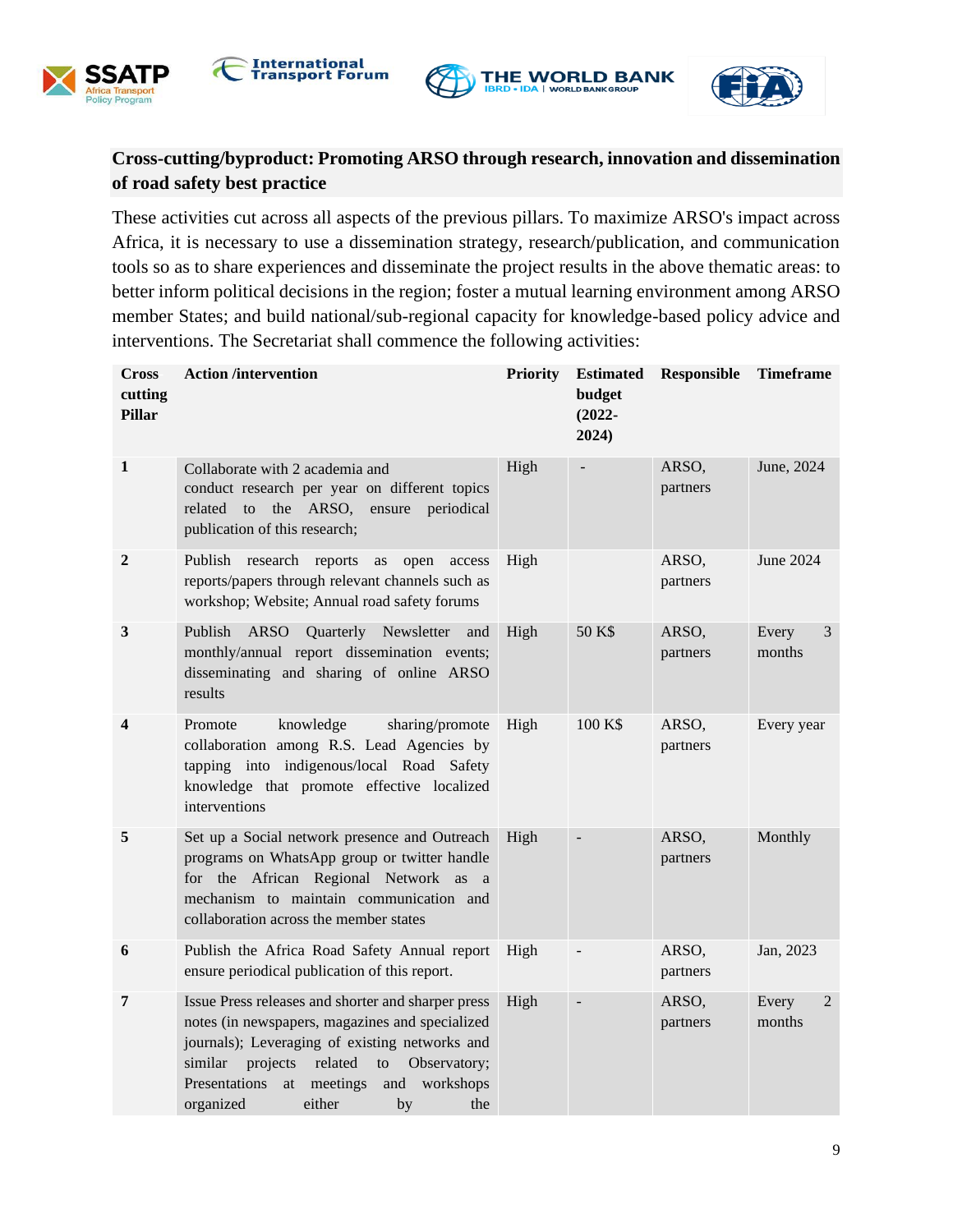**Cross-cutting/byproduct: Promoting ARSO through research, innovation and dissemination of road safety best practice**

These activities cut across all aspects of the previous pillars. To maximize ARSO's impact across Africa, it is necessary to use a dissemination strategy, research/publication, and communication tools so as to share experiences and disseminate the project results in the above thematic areas: to better inform political decisions in the region; foster a mutual learning environment among ARSO member States; and build national/sub-regional capacity for knowledge-based policy advice and interventions. The Secretariat shall commence the following activities:

| Cross cutting Pillar | Action /intervention | Priority | Estimated budget (2022-2024) | Responsible | Timeframe |
|---|---|---|---|---|---|
| 1 | Collaborate with 2 academia and conduct research per year on different topics related to the ARSO, ensure periodical publication of this research; | High | - | ARSO, partners | June, 2024 |
| 2 | Publish research reports as open access reports/papers through relevant channels such as workshop; Website; Annual road safety forums | High | | ARSO, partners | June 2024 |
| 3 | Publish ARSO Quarterly Newsletter and monthly/annual report dissemination events; disseminating and sharing of online ARSO results | High | 50 K$ | ARSO, partners | Every 3 months |
| 4 | Promote knowledge sharing/promote collaboration among R.S. Lead Agencies by tapping into indigenous/local Road Safety knowledge that promote effective localized interventions | High | 100 K$ | ARSO, partners | Every year |
| 5 | Set up a Social network presence and Outreach programs on WhatsApp group or twitter handle for the African Regional Network as a mechanism to maintain communication and collaboration across the member states | High | - | ARSO, partners | Monthly |
| 6 | Publish the Africa Road Safety Annual report ensure periodical publication of this report. | High | - | ARSO, partners | Jan, 2023 |
| 7 | Issue Press releases and shorter and sharper press notes (in newspapers, magazines and specialized journals); Leveraging of existing networks and similar projects related to Observatory; Presentations at meetings and workshops organized either by the | High | - | ARSO, partners | Every 2 months |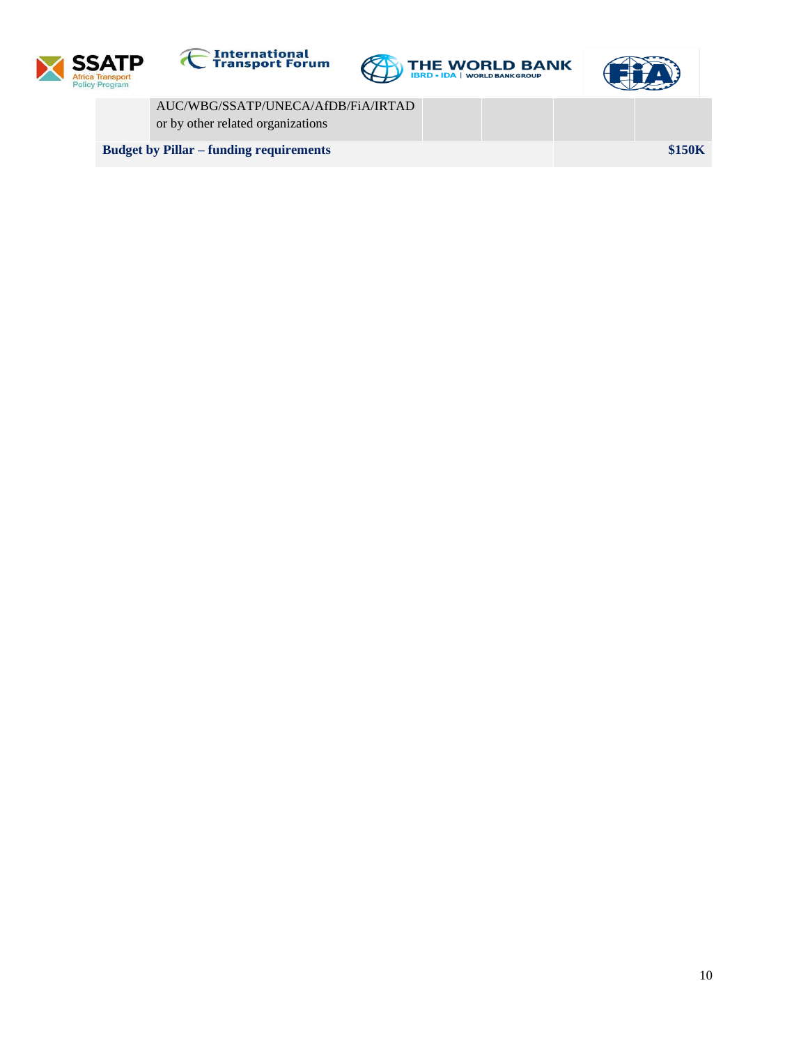| | | | | | |
|---|---|---|---|---|---|
| | AUC/WBG/SSATP/UNECA/AfDB/FiA/IRTAD or by other related organizations | | | | |
| **Budget by Pillar – funding requirements** | | | | | **$150K** |